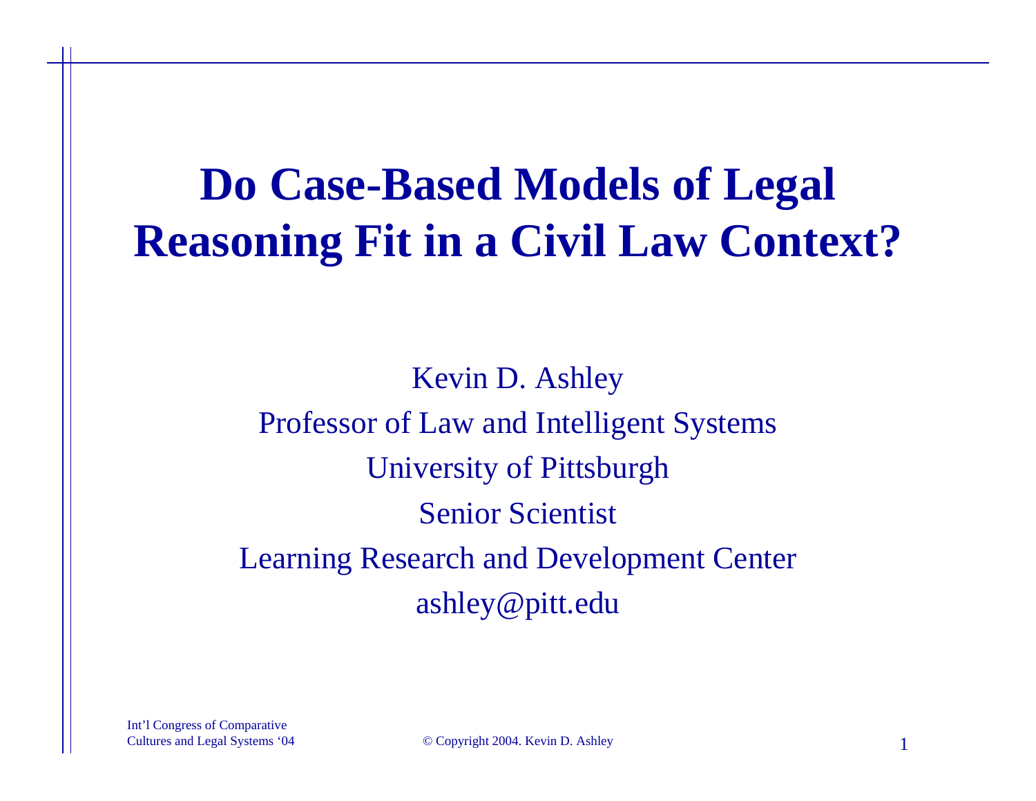# Do Case-Based Models of Legal Reasoning Fit in a Civil Law Context?

Kevin D. Ashley

Professor of Law and Intelligent Systems

University of Pittsburgh

Senior Scientist

Learning Research and Development Center

ashley@pitt.edu

Int'l Congress of Comparative Cultures and Legal Systems '04

© Copyright 2004. Kevin D. Ashley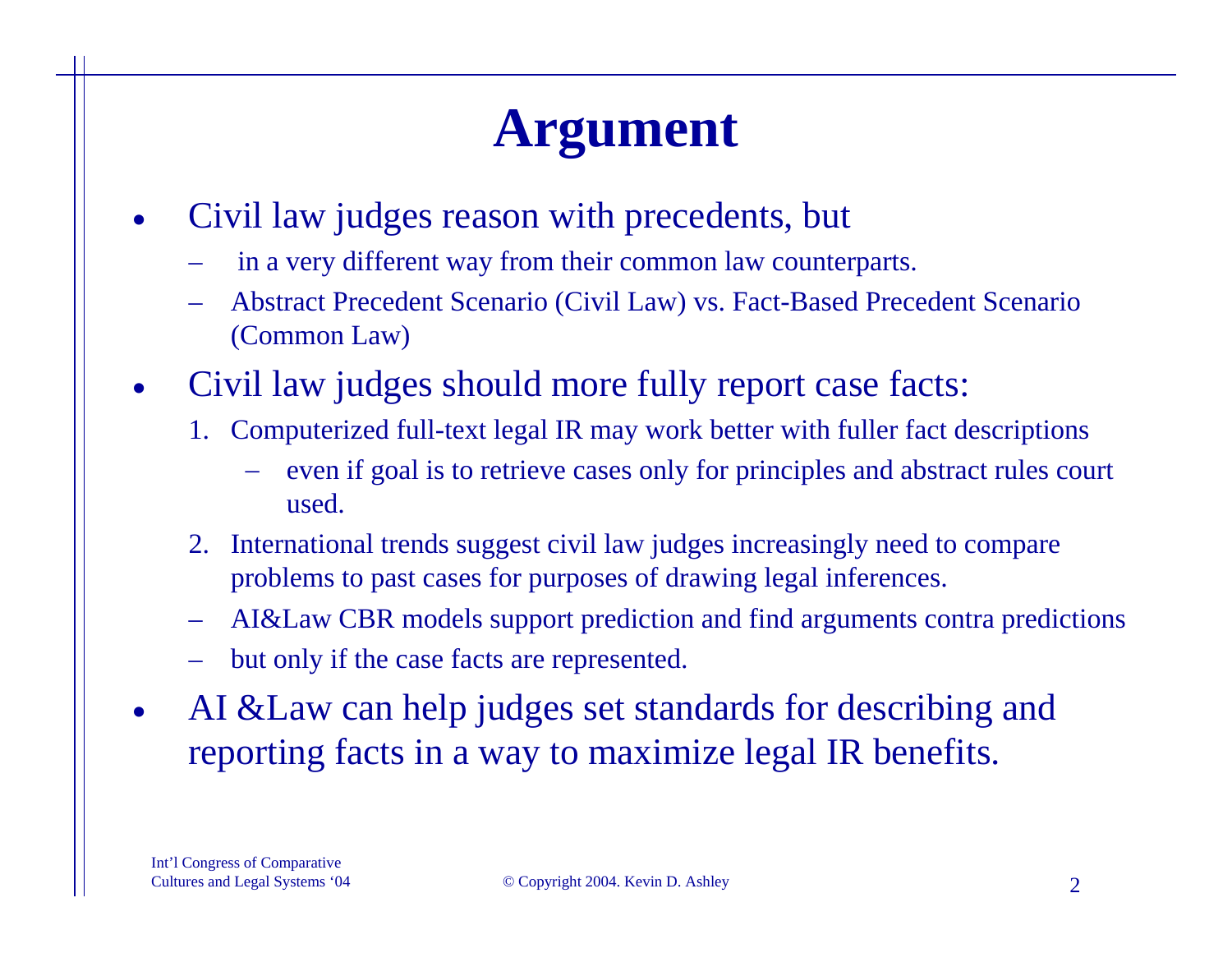# Argument

- Civil law judges reason with precedents, but
  - in a very different way from their common law counterparts.
  - Abstract Precedent Scenario (Civil Law) vs. Fact-Based Precedent Scenario (Common Law)
- Civil law judges should more fully report case facts:
  1. Computerized full-text legal IR may work better with fuller fact descriptions
     - even if goal is to retrieve cases only for principles and abstract rules court used.
  2. International trends suggest civil law judges increasingly need to compare problems to past cases for purposes of drawing legal inferences.
  - AI&Law CBR models support prediction and find arguments contra predictions
  - but only if the case facts are represented.
- AI &Law can help judges set standards for describing and reporting facts in a way to maximize legal IR benefits.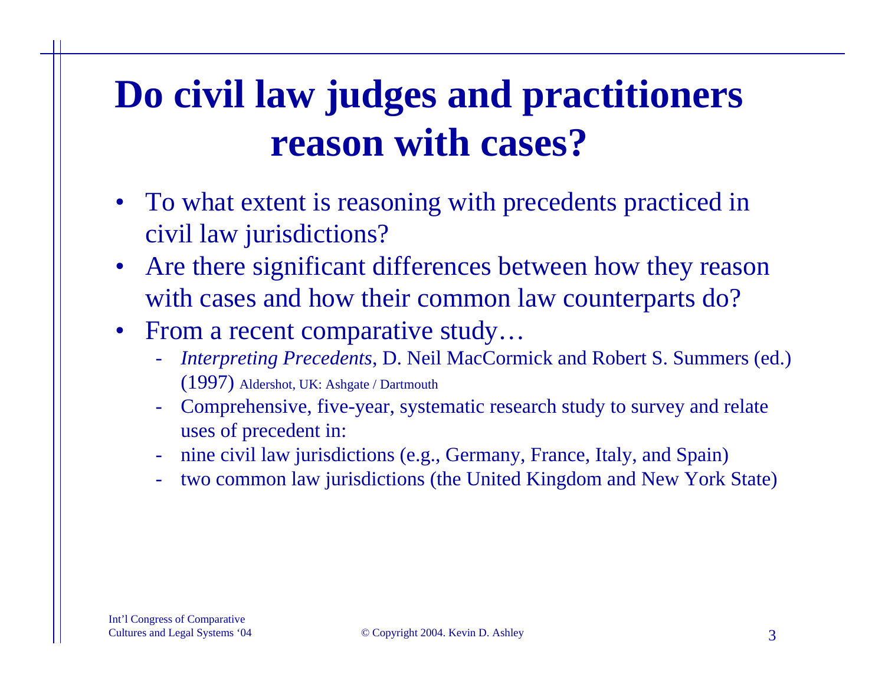# Do civil law judges and practitioners reason with cases?

- To what extent is reasoning with precedents practiced in civil law jurisdictions?
- Are there significant differences between how they reason with cases and how their common law counterparts do?
- From a recent comparative study…
  - *Interpreting Precedents*, D. Neil MacCormick and Robert S. Summers (ed.) (1997) Aldershot, UK: Ashgate / Dartmouth
  - Comprehensive, five-year, systematic research study to survey and relate uses of precedent in:
  - nine civil law jurisdictions (e.g., Germany, France, Italy, and Spain)
  - two common law jurisdictions (the United Kingdom and New York State)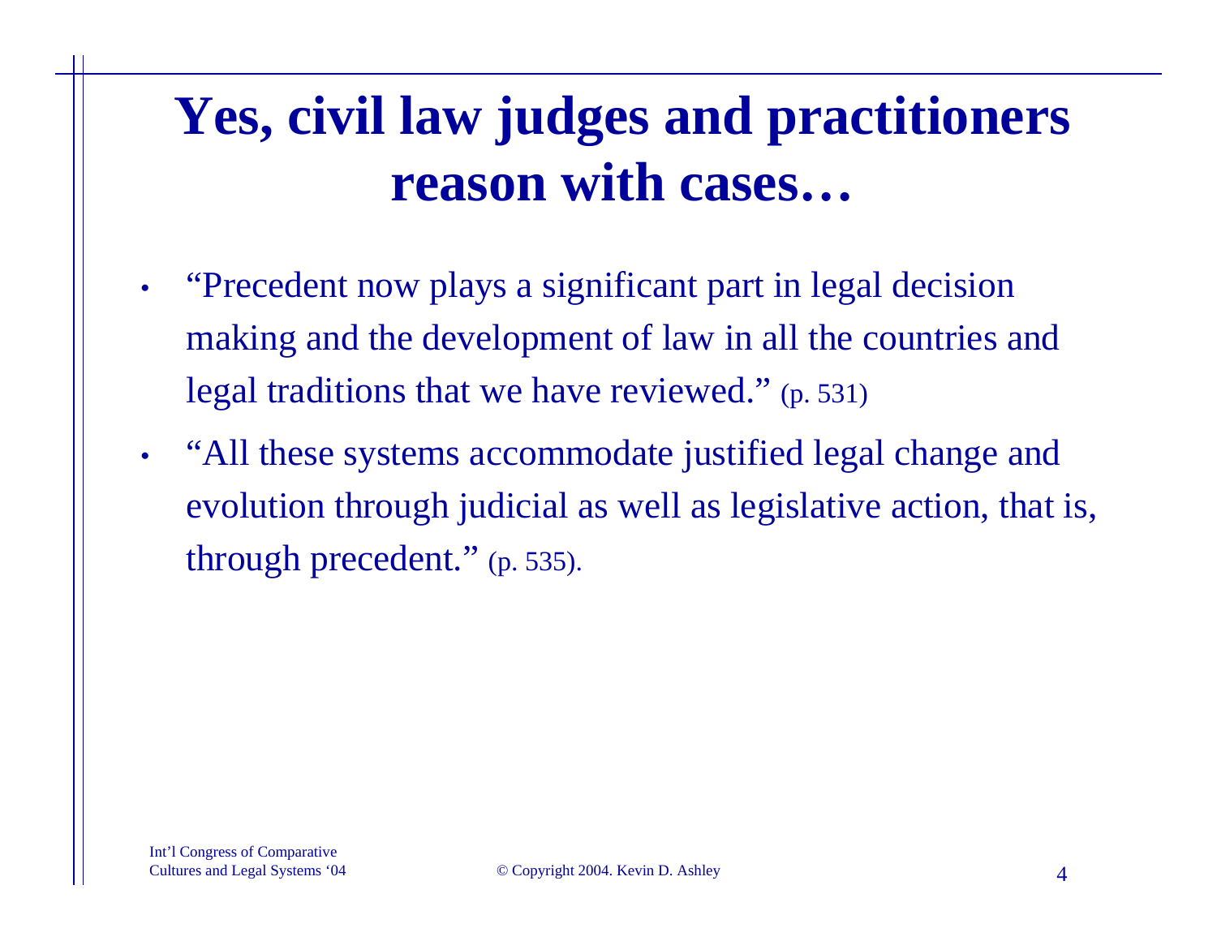# Yes, civil law judges and practitioners reason with cases…

- "Precedent now plays a significant part in legal decision making and the development of law in all the countries and legal traditions that we have reviewed." (p. 531)
- "All these systems accommodate justified legal change and evolution through judicial as well as legislative action, that is, through precedent." (p. 535).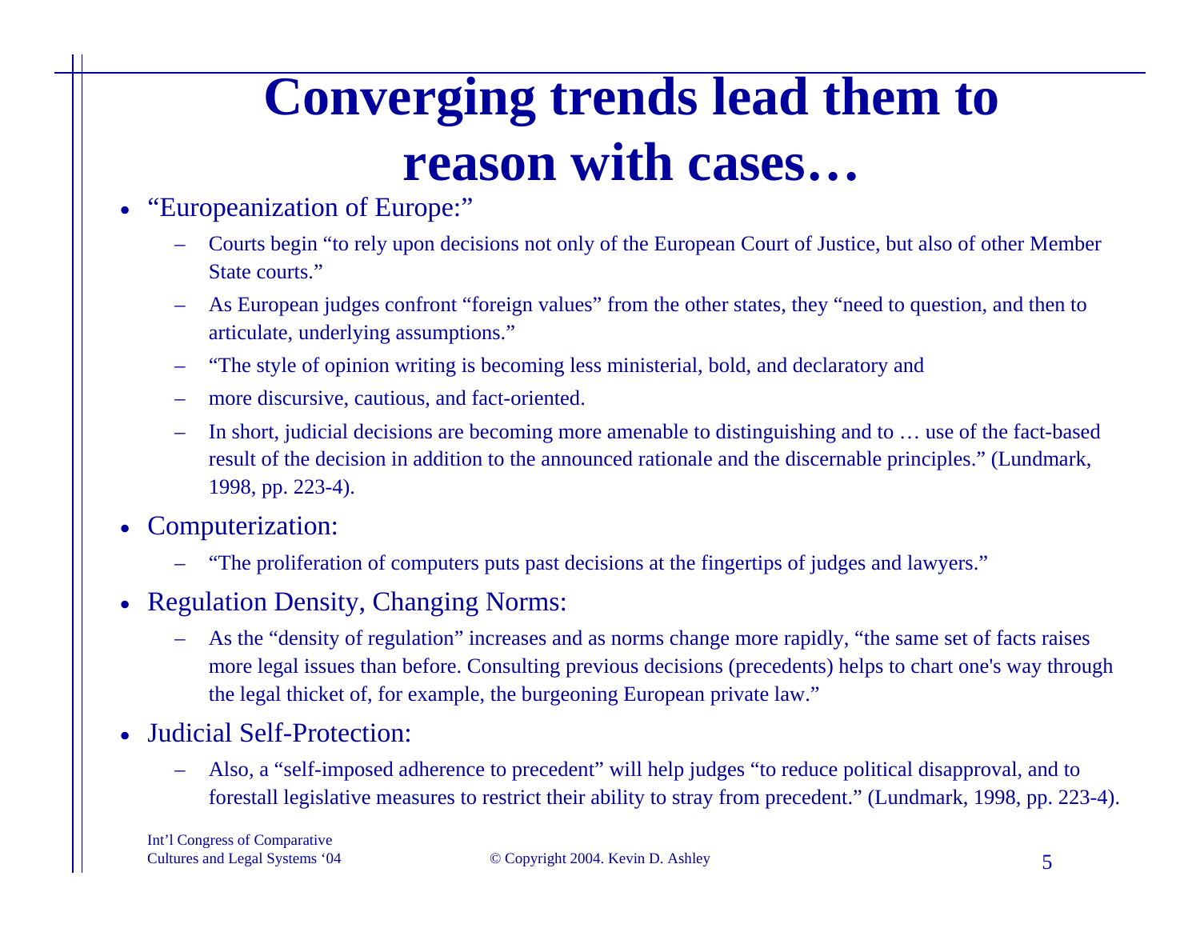# Converging trends lead them to reason with cases…

- "Europeanization of Europe:"
  - Courts begin "to rely upon decisions not only of the European Court of Justice, but also of other Member State courts."
  - As European judges confront "foreign values" from the other states, they "need to question, and then to articulate, underlying assumptions."
  - "The style of opinion writing is becoming less ministerial, bold, and declaratory and
  - more discursive, cautious, and fact-oriented.
  - In short, judicial decisions are becoming more amenable to distinguishing and to … use of the fact-based result of the decision in addition to the announced rationale and the discernable principles." (Lundmark, 1998, pp. 223-4).
- Computerization:
  - "The proliferation of computers puts past decisions at the fingertips of judges and lawyers."
- Regulation Density, Changing Norms:
  - As the "density of regulation" increases and as norms change more rapidly, "the same set of facts raises more legal issues than before. Consulting previous decisions (precedents) helps to chart one's way through the legal thicket of, for example, the burgeoning European private law."
- Judicial Self-Protection:
  - Also, a "self-imposed adherence to precedent" will help judges "to reduce political disapproval, and to forestall legislative measures to restrict their ability to stray from precedent." (Lundmark, 1998, pp. 223-4).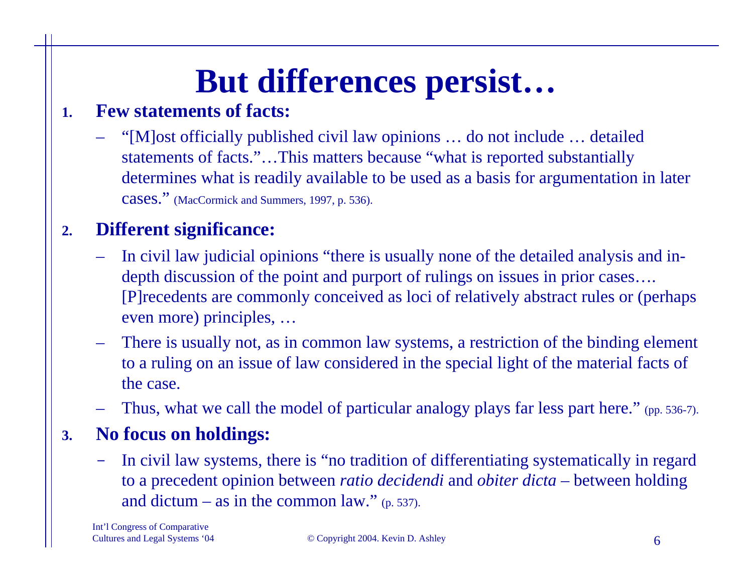# But differences persist…

1. **Few statements of facts:**
   - "[M]ost officially published civil law opinions … do not include … detailed statements of facts."…This matters because "what is reported substantially determines what is readily available to be used as a basis for argumentation in later cases." (MacCormick and Summers, 1997, p. 536).

2. **Different significance:**
   - In civil law judicial opinions "there is usually none of the detailed analysis and in-depth discussion of the point and purport of rulings on issues in prior cases…. [P]recedents are commonly conceived as loci of relatively abstract rules or (perhaps even more) principles, …
   - There is usually not, as in common law systems, a restriction of the binding element to a ruling on an issue of law considered in the special light of the material facts of the case.
   - Thus, what we call the model of particular analogy plays far less part here." (pp. 536-7).

3. **No focus on holdings:**
   - In civil law systems, there is "no tradition of differentiating systematically in regard to a precedent opinion between *ratio decidendi* and *obiter dicta* – between holding and dictum – as in the common law." (p. 537).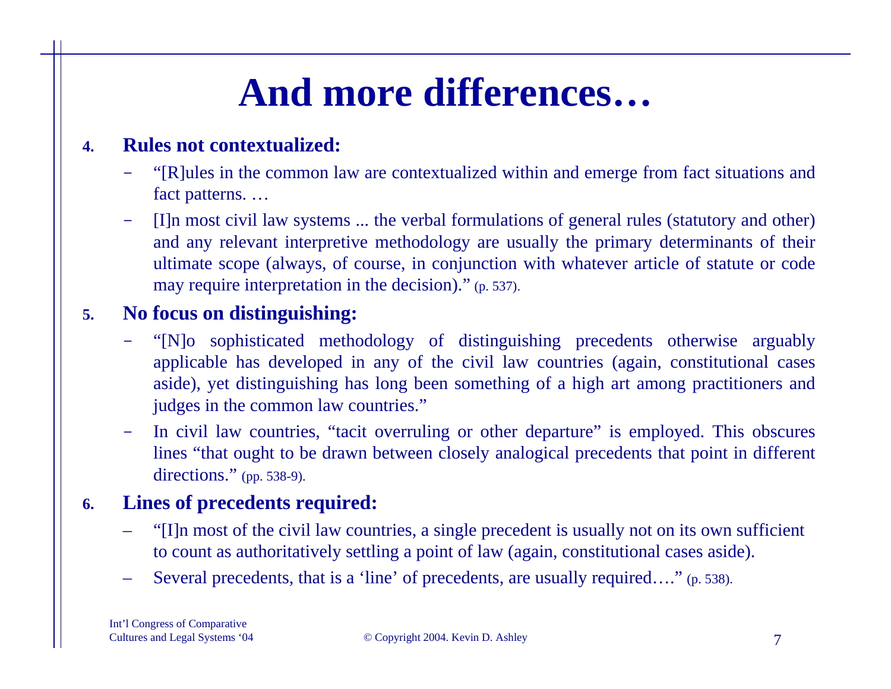# And more differences…

4. **Rules not contextualized:**
   - "[R]ules in the common law are contextualized within and emerge from fact situations and fact patterns. …
   - [I]n most civil law systems ... the verbal formulations of general rules (statutory and other) and any relevant interpretive methodology are usually the primary determinants of their ultimate scope (always, of course, in conjunction with whatever article of statute or code may require interpretation in the decision)." (p. 537).

5. **No focus on distinguishing:**
   - "[N]o sophisticated methodology of distinguishing precedents otherwise arguably applicable has developed in any of the civil law countries (again, constitutional cases aside), yet distinguishing has long been something of a high art among practitioners and judges in the common law countries."
   - In civil law countries, "tacit overruling or other departure" is employed. This obscures lines "that ought to be drawn between closely analogical precedents that point in different directions." (pp. 538-9).

6. **Lines of precedents required:**
   - "[I]n most of the civil law countries, a single precedent is usually not on its own sufficient to count as authoritatively settling a point of law (again, constitutional cases aside).
   - Several precedents, that is a 'line' of precedents, are usually required…." (p. 538).

Int'l Congress of Comparative Cultures and Legal Systems '04

© Copyright 2004. Kevin D. Ashley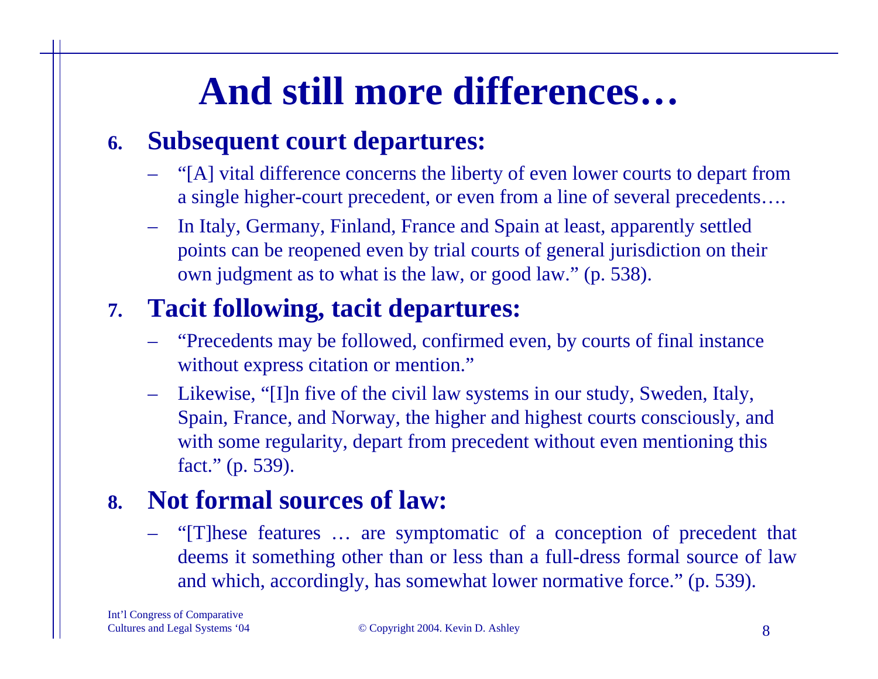# And still more differences…

6. **Subsequent court departures:**
   - "[A] vital difference concerns the liberty of even lower courts to depart from a single higher-court precedent, or even from a line of several precedents….
   - In Italy, Germany, Finland, France and Spain at least, apparently settled points can be reopened even by trial courts of general jurisdiction on their own judgment as to what is the law, or good law." (p. 538).

7. **Tacit following, tacit departures:**
   - "Precedents may be followed, confirmed even, by courts of final instance without express citation or mention."
   - Likewise, "[I]n five of the civil law systems in our study, Sweden, Italy, Spain, France, and Norway, the higher and highest courts consciously, and with some regularity, depart from precedent without even mentioning this fact." (p. 539).

8. **Not formal sources of law:**
   - "[T]hese features … are symptomatic of a conception of precedent that deems it something other than or less than a full-dress formal source of law and which, accordingly, has somewhat lower normative force." (p. 539).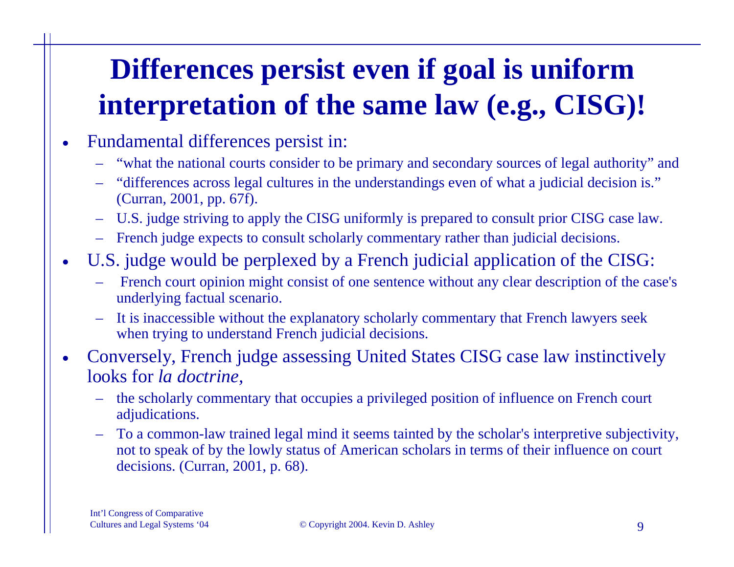# Differences persist even if goal is uniform interpretation of the same law (e.g., CISG)!

- Fundamental differences persist in:
  - "what the national courts consider to be primary and secondary sources of legal authority" and
  - "differences across legal cultures in the understandings even of what a judicial decision is." (Curran, 2001, pp. 67f).
  - U.S. judge striving to apply the CISG uniformly is prepared to consult prior CISG case law.
  - French judge expects to consult scholarly commentary rather than judicial decisions.
- U.S. judge would be perplexed by a French judicial application of the CISG:
  - French court opinion might consist of one sentence without any clear description of the case's underlying factual scenario.
  - It is inaccessible without the explanatory scholarly commentary that French lawyers seek when trying to understand French judicial decisions.
- Conversely, French judge assessing United States CISG case law instinctively looks for *la doctrine*,
  - the scholarly commentary that occupies a privileged position of influence on French court adjudications.
  - To a common-law trained legal mind it seems tainted by the scholar's interpretive subjectivity, not to speak of by the lowly status of American scholars in terms of their influence on court decisions. (Curran, 2001, p. 68).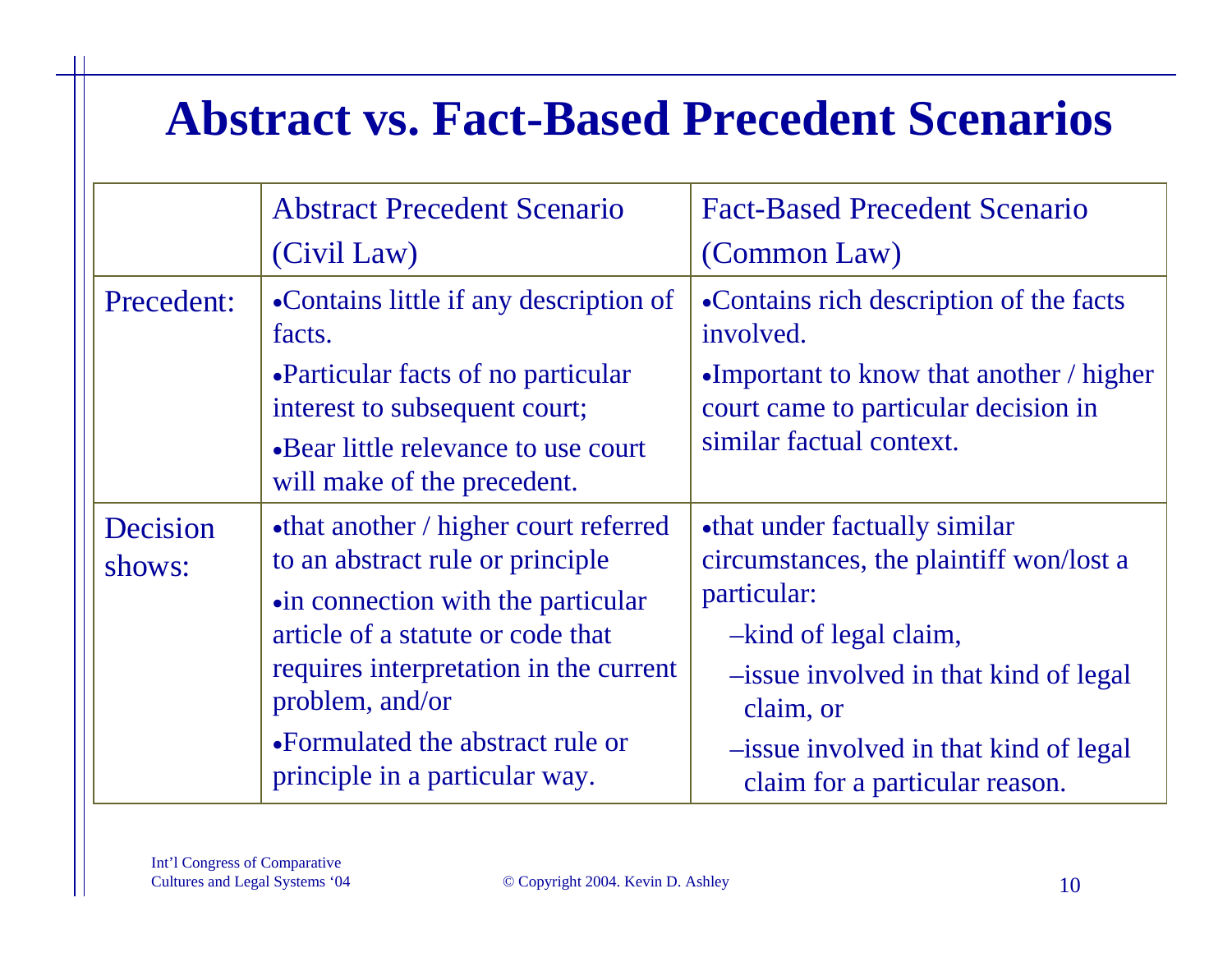# Abstract vs. Fact-Based Precedent Scenarios

| | Abstract Precedent Scenario (Civil Law) | Fact-Based Precedent Scenario (Common Law) |
|---|---|---|
| Precedent: | •Contains little if any description of facts.<br>•Particular facts of no particular interest to subsequent court;<br>•Bear little relevance to use court will make of the precedent. | •Contains rich description of the facts involved.<br>•Important to know that another / higher court came to particular decision in similar factual context. |
| Decision shows: | •that another / higher court referred to an abstract rule or principle<br>•in connection with the particular article of a statute or code that requires interpretation in the current problem, and/or<br>•Formulated the abstract rule or principle in a particular way. | •that under factually similar circumstances, the plaintiff won/lost a particular:<br>–kind of legal claim,<br>–issue involved in that kind of legal claim, or<br>–issue involved in that kind of legal claim for a particular reason. |

Int'l Congress of Comparative Cultures and Legal Systems '04

© Copyright 2004. Kevin D. Ashley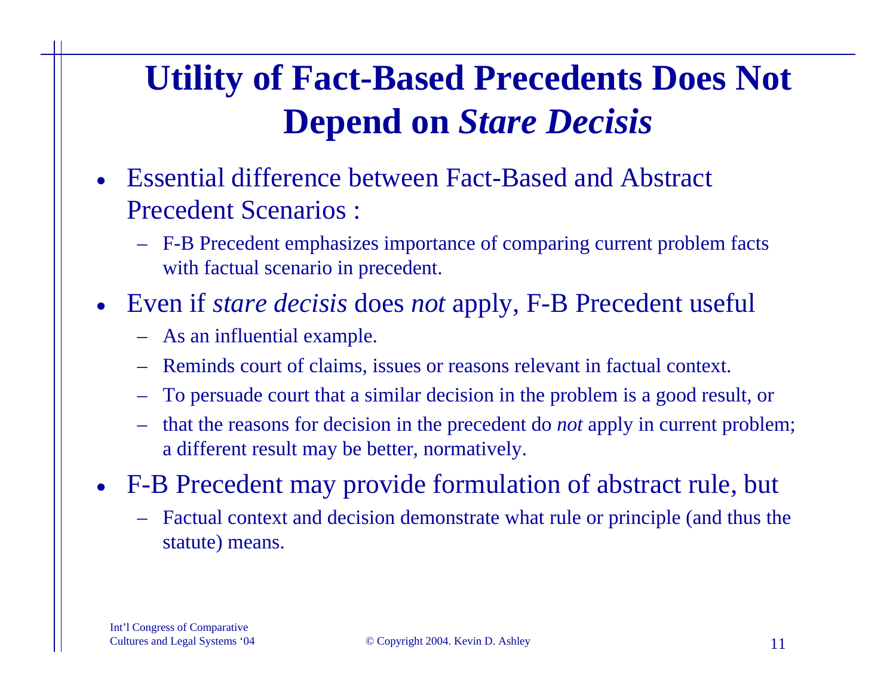# Utility of Fact-Based Precedents Does Not Depend on *Stare Decisis*

- Essential difference between Fact-Based and Abstract Precedent Scenarios :
  - F-B Precedent emphasizes importance of comparing current problem facts with factual scenario in precedent.
- Even if *stare decisis* does *not* apply, F-B Precedent useful
  - As an influential example.
  - Reminds court of claims, issues or reasons relevant in factual context.
  - To persuade court that a similar decision in the problem is a good result, or
  - that the reasons for decision in the precedent do *not* apply in current problem; a different result may be better, normatively.
- F-B Precedent may provide formulation of abstract rule, but
  - Factual context and decision demonstrate what rule or principle (and thus the statute) means.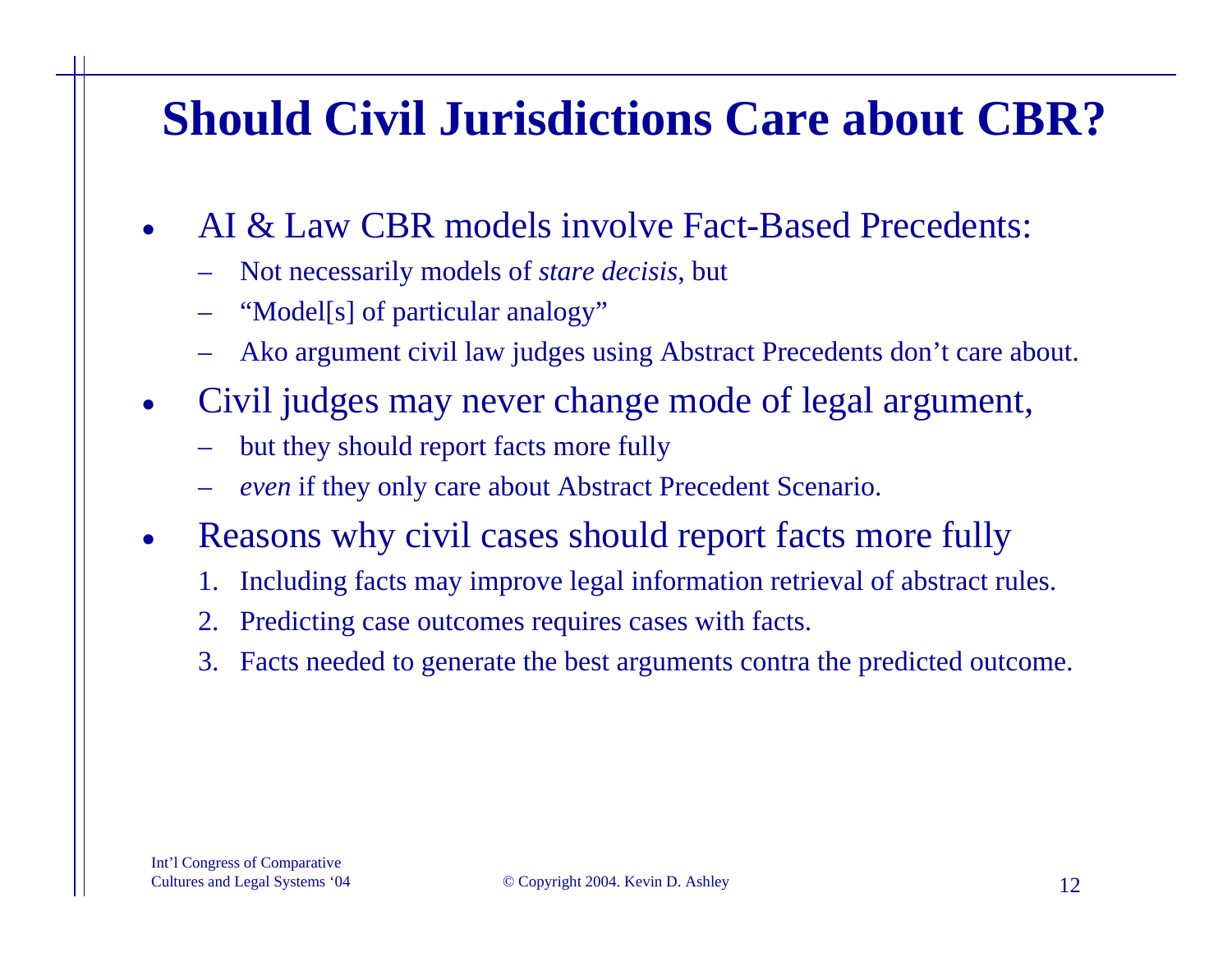# Should Civil Jurisdictions Care about CBR?

- AI & Law CBR models involve Fact-Based Precedents:
  - Not necessarily models of *stare decisis*, but
  - "Model[s] of particular analogy"
  - Ako argument civil law judges using Abstract Precedents don't care about.
- Civil judges may never change mode of legal argument,
  - but they should report facts more fully
  - *even* if they only care about Abstract Precedent Scenario.
- Reasons why civil cases should report facts more fully
  1. Including facts may improve legal information retrieval of abstract rules.
  2. Predicting case outcomes requires cases with facts.
  3. Facts needed to generate the best arguments contra the predicted outcome.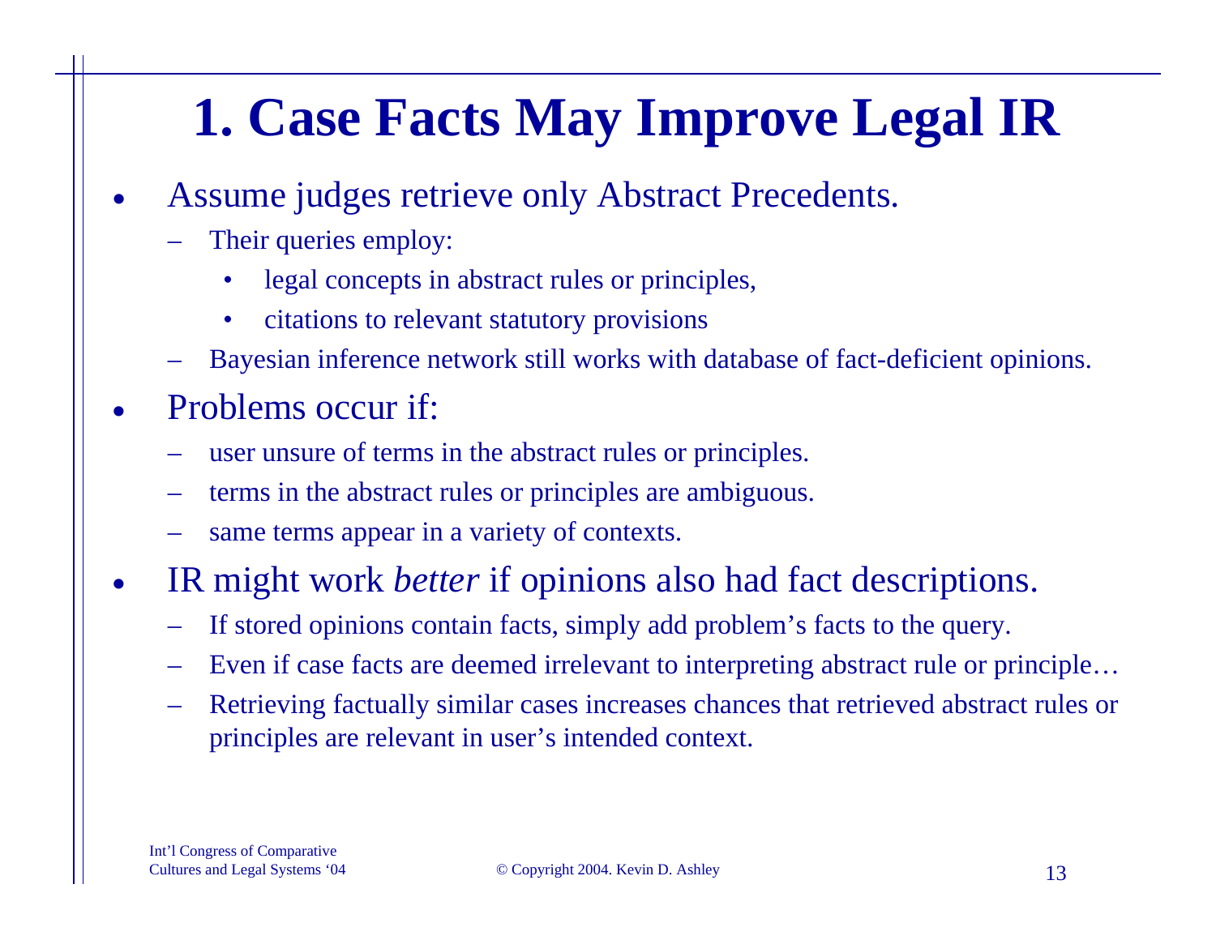# 1. Case Facts May Improve Legal IR

- Assume judges retrieve only Abstract Precedents.
  - Their queries employ:
    - legal concepts in abstract rules or principles,
    - citations to relevant statutory provisions
  - Bayesian inference network still works with database of fact-deficient opinions.
- Problems occur if:
  - user unsure of terms in the abstract rules or principles.
  - terms in the abstract rules or principles are ambiguous.
  - same terms appear in a variety of contexts.
- IR might work *better* if opinions also had fact descriptions.
  - If stored opinions contain facts, simply add problem's facts to the query.
  - Even if case facts are deemed irrelevant to interpreting abstract rule or principle…
  - Retrieving factually similar cases increases chances that retrieved abstract rules or principles are relevant in user's intended context.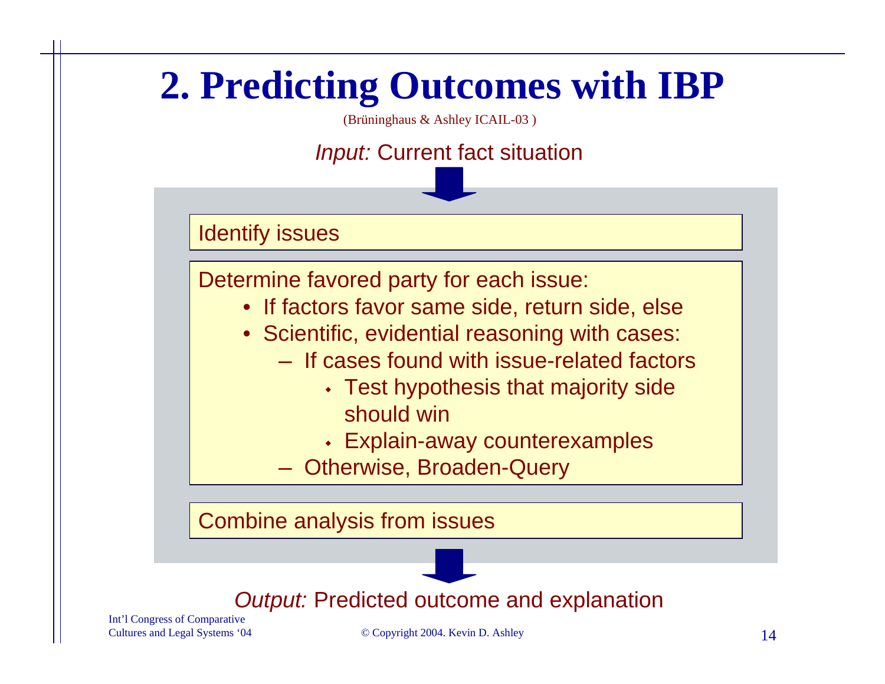# 2. Predicting Outcomes with IBP

(Brüninghaus & Ashley ICAIL-03 )

*Input:* Current fact situation

Identify issues

Determine favored party for each issue:

- If factors favor same side, return side, else
- Scientific, evidential reasoning with cases:
  - If cases found with issue-related factors
    - Test hypothesis that majority side should win
    - Explain-away counterexamples
  - Otherwise, Broaden-Query

Combine analysis from issues

*Output:* Predicted outcome and explanation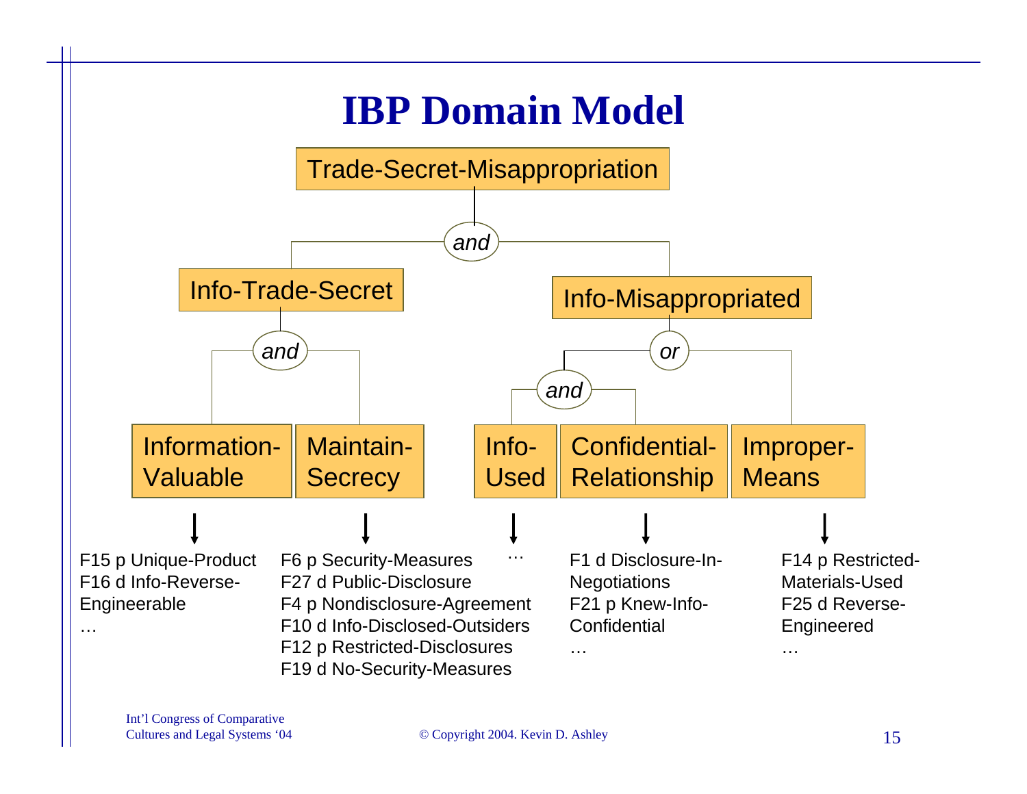# IBP Domain Model

- **Trade-Secret-Misappropriation** (*and*)
  - **Info-Trade-Secret** (*and*)
    - **Information-Valuable**
      - F15 p Unique-Product
      - F16 d Info-Reverse-Engineerable
      - …
    - **Maintain-Secrecy**
      - F6 p Security-Measures
      - F27 d Public-Disclosure
      - F4 p Nondisclosure-Agreement
      - F10 d Info-Disclosed-Outsiders
      - F12 p Restricted-Disclosures
      - F19 d No-Security-Measures
  - **Info-Misappropriated** (*or*)
    - (*and*)
      - **Info-Used**
        - …
      - **Confidential-Relationship**
        - F1 d Disclosure-In-Negotiations
        - F21 p Knew-Info-Confidential
        - …
    - **Improper-Means**
      - F14 p Restricted-Materials-Used
      - F25 d Reverse-Engineered
      - …

Int'l Congress of Comparative Cultures and Legal Systems '04

© Copyright 2004. Kevin D. Ashley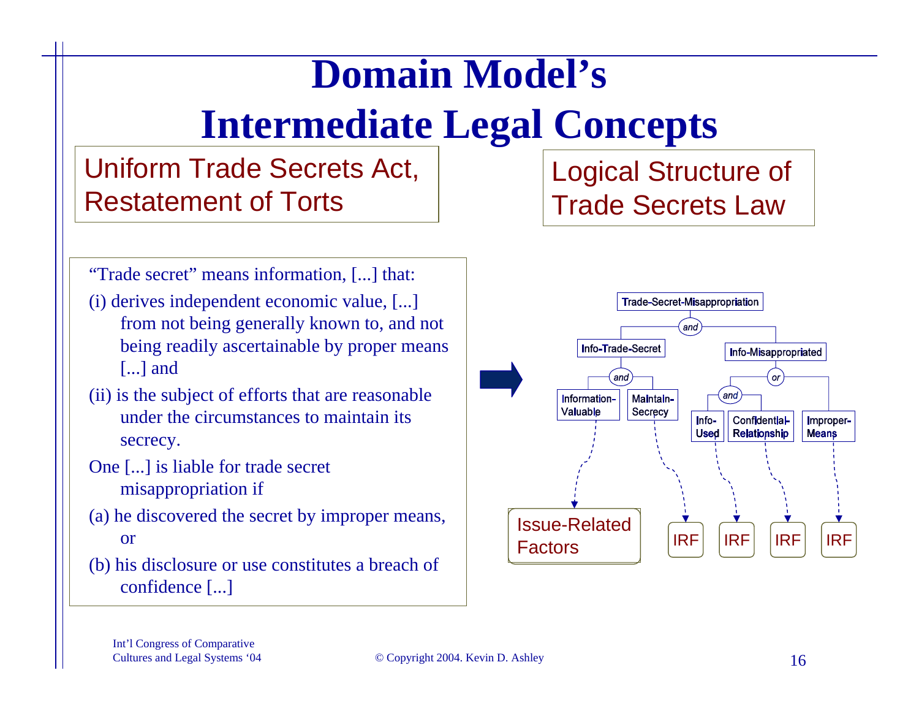# Domain Model's Intermediate Legal Concepts

**Uniform Trade Secrets Act, Restatement of Torts**

"Trade secret" means information, [...] that:

(i) derives independent economic value, [...] from not being generally known to, and not being readily ascertainable by proper means [...] and

(ii) is the subject of efforts that are reasonable under the circumstances to maintain its secrecy.

One [...] is liable for trade secret misappropriation if

(a) he discovered the secret by improper means, or

(b) his disclosure or use constitutes a breach of confidence [...]

**Logical Structure of Trade Secrets Law**

- Trade-Secret-Misappropriation (and)
  - Info-Trade-Secret (and)
    - Information-Valuable → Issue-Related Factors
    - Maintain-Secrecy → IRF
  - Info-Misappropriated (or)
    - (and)
      - Info-Used → IRF
      - Confidential-Relationship → IRF
    - Improper-Means → IRF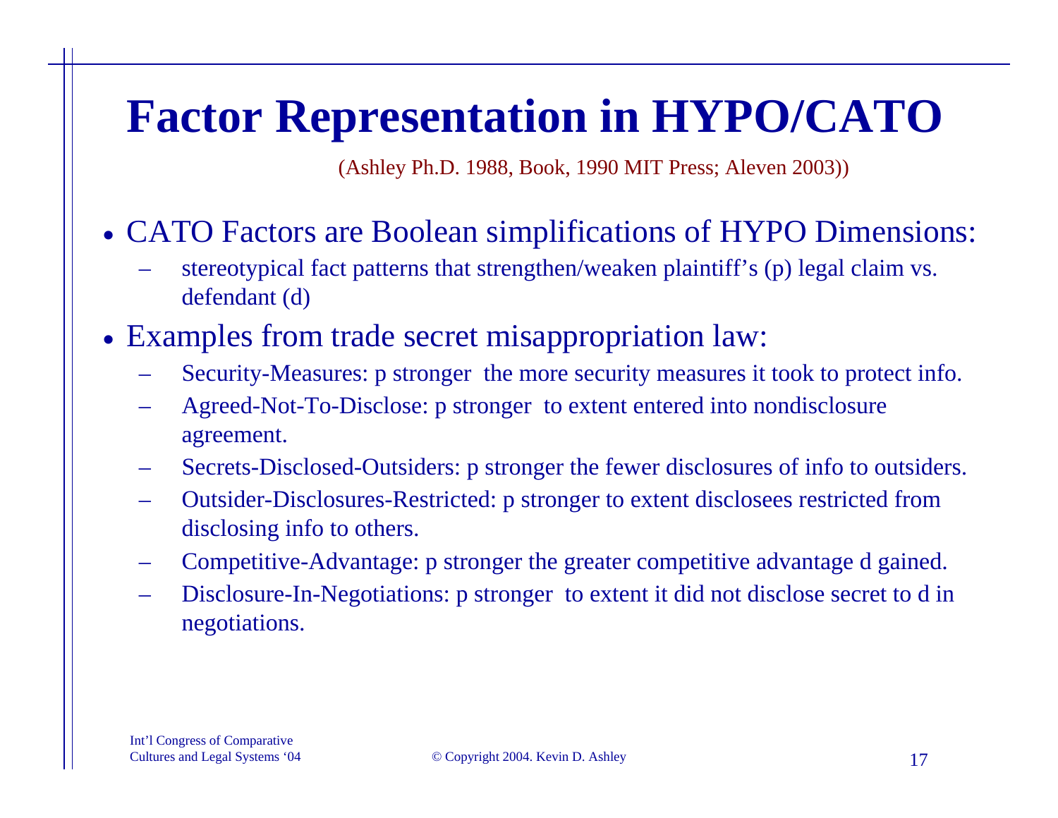# Factor Representation in HYPO/CATO

(Ashley Ph.D. 1988, Book, 1990 MIT Press; Aleven 2003))

- CATO Factors are Boolean simplifications of HYPO Dimensions:
  - stereotypical fact patterns that strengthen/weaken plaintiff's (p) legal claim vs. defendant (d)
- Examples from trade secret misappropriation law:
  - Security-Measures: p stronger the more security measures it took to protect info.
  - Agreed-Not-To-Disclose: p stronger to extent entered into nondisclosure agreement.
  - Secrets-Disclosed-Outsiders: p stronger the fewer disclosures of info to outsiders.
  - Outsider-Disclosures-Restricted: p stronger to extent disclosees restricted from disclosing info to others.
  - Competitive-Advantage: p stronger the greater competitive advantage d gained.
  - Disclosure-In-Negotiations: p stronger to extent it did not disclose secret to d in negotiations.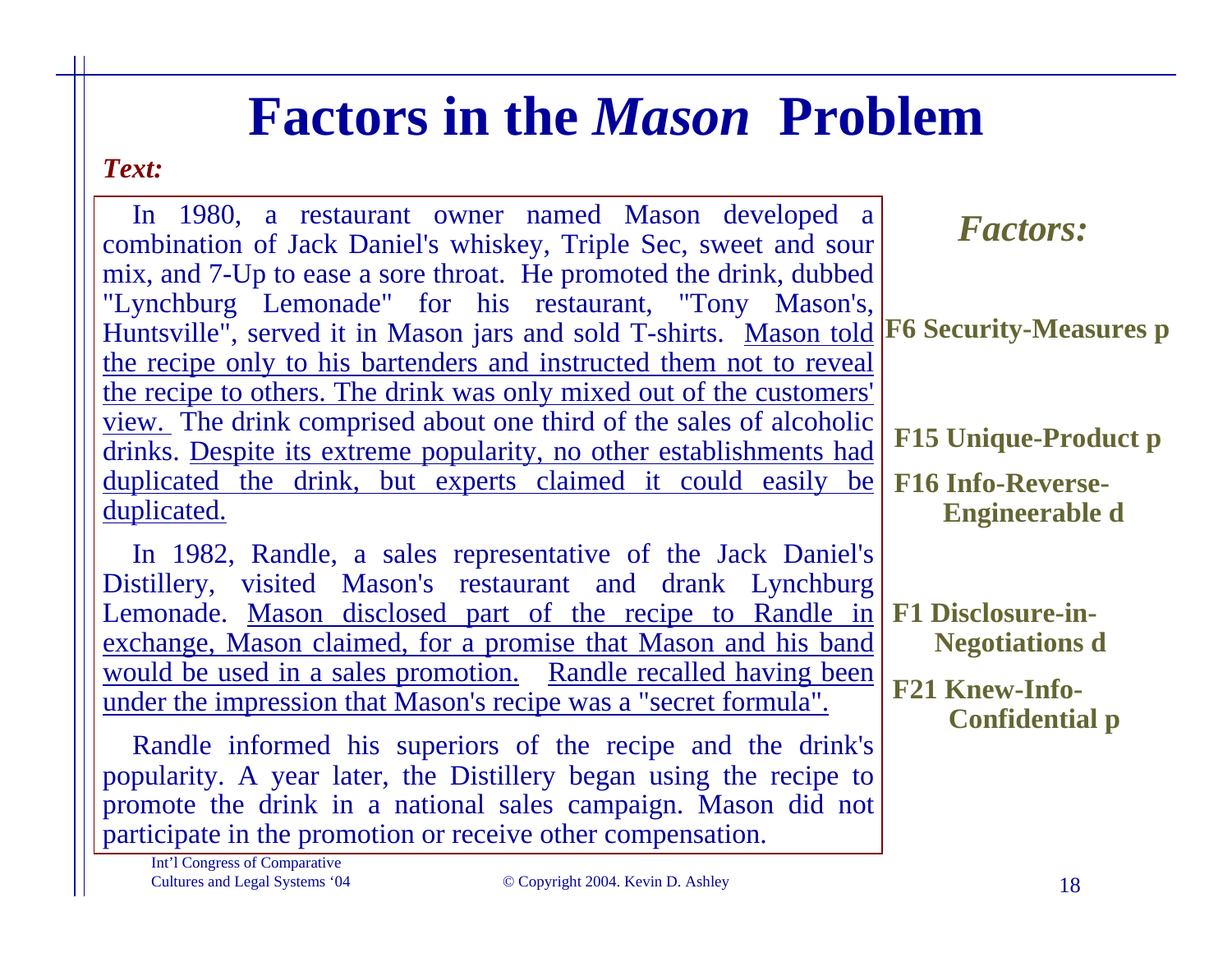# Factors in the *Mason* Problem

***Text:***

In 1980, a restaurant owner named Mason developed a combination of Jack Daniel's whiskey, Triple Sec, sweet and sour mix, and 7-Up to ease a sore throat. He promoted the drink, dubbed "Lynchburg Lemonade" for his restaurant, "Tony Mason's, Huntsville", served it in Mason jars and sold T-shirts. <u>Mason told the recipe only to his bartenders and instructed them not to reveal the recipe to others. The drink was only mixed out of the customers' view.</u> The drink comprised about one third of the sales of alcoholic drinks. <u>Despite its extreme popularity, no other establishments had duplicated the drink, but experts claimed it could easily be duplicated.</u>

In 1982, Randle, a sales representative of the Jack Daniel's Distillery, visited Mason's restaurant and drank Lynchburg Lemonade. <u>Mason disclosed part of the recipe to Randle in exchange, Mason claimed, for a promise that Mason and his band would be used in a sales promotion.</u> <u>Randle recalled having been under the impression that Mason's recipe was a "secret formula".</u>

Randle informed his superiors of the recipe and the drink's popularity. A year later, the Distillery began using the recipe to promote the drink in a national sales campaign. Mason did not participate in the promotion or receive other compensation.

***Factors:***

- **F6 Security-Measures p**
- **F15 Unique-Product p**
- **F16 Info-Reverse-Engineerable d**
- **F1 Disclosure-in-Negotiations d**
- **F21 Knew-Info-Confidential p**

Int'l Congress of Comparative Cultures and Legal Systems '04

© Copyright 2004. Kevin D. Ashley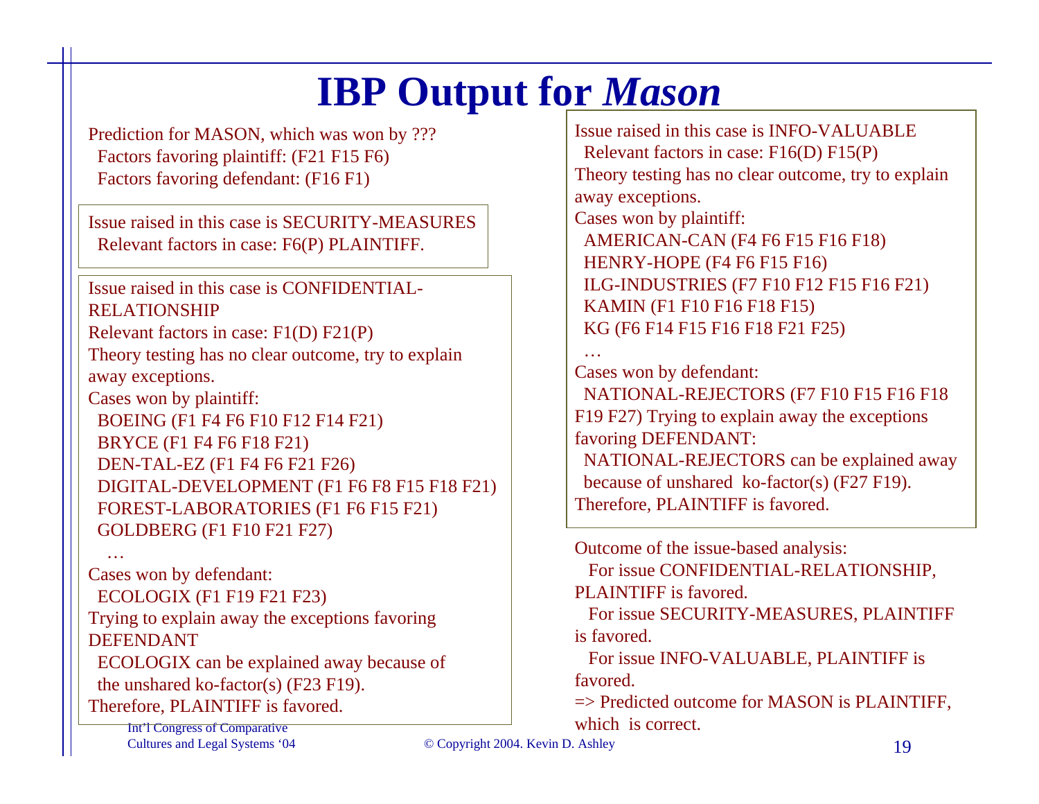# IBP Output for *Mason*

Prediction for MASON, which was won by ???
  Factors favoring plaintiff: (F21 F15 F6)
  Factors favoring defendant: (F16 F1)

Issue raised in this case is SECURITY-MEASURES
  Relevant factors in case: F6(P) PLAINTIFF.

Issue raised in this case is CONFIDENTIAL-RELATIONSHIP
Relevant factors in case: F1(D) F21(P)
Theory testing has no clear outcome, try to explain away exceptions.
Cases won by plaintiff:
  BOEING (F1 F4 F6 F10 F12 F14 F21)
  BRYCE (F1 F4 F6 F18 F21)
  DEN-TAL-EZ (F1 F4 F6 F21 F26)
  DIGITAL-DEVELOPMENT (F1 F6 F8 F15 F18 F21)
  FOREST-LABORATORIES (F1 F6 F15 F21)
  GOLDBERG (F1 F10 F21 F27)
  …
Cases won by defendant:
  ECOLOGIX (F1 F19 F21 F23)
Trying to explain away the exceptions favoring DEFENDANT
  ECOLOGIX can be explained away because of the unshared ko-factor(s) (F23 F19).
Therefore, PLAINTIFF is favored.

Issue raised in this case is INFO-VALUABLE
  Relevant factors in case: F16(D) F15(P)
Theory testing has no clear outcome, try to explain away exceptions.
Cases won by plaintiff:
  AMERICAN-CAN (F4 F6 F15 F16 F18)
  HENRY-HOPE (F4 F6 F15 F16)
  ILG-INDUSTRIES (F7 F10 F12 F15 F16 F21)
  KAMIN (F1 F10 F16 F18 F15)
  KG (F6 F14 F15 F16 F18 F21 F25)
  …
Cases won by defendant:
  NATIONAL-REJECTORS (F7 F10 F15 F16 F18 F19 F27) Trying to explain away the exceptions favoring DEFENDANT:
  NATIONAL-REJECTORS can be explained away because of unshared ko-factor(s) (F27 F19).
Therefore, PLAINTIFF is favored.

Outcome of the issue-based analysis:
  For issue CONFIDENTIAL-RELATIONSHIP, PLAINTIFF is favored.
  For issue SECURITY-MEASURES, PLAINTIFF is favored.
  For issue INFO-VALUABLE, PLAINTIFF is favored.
=> Predicted outcome for MASON is PLAINTIFF, which is correct.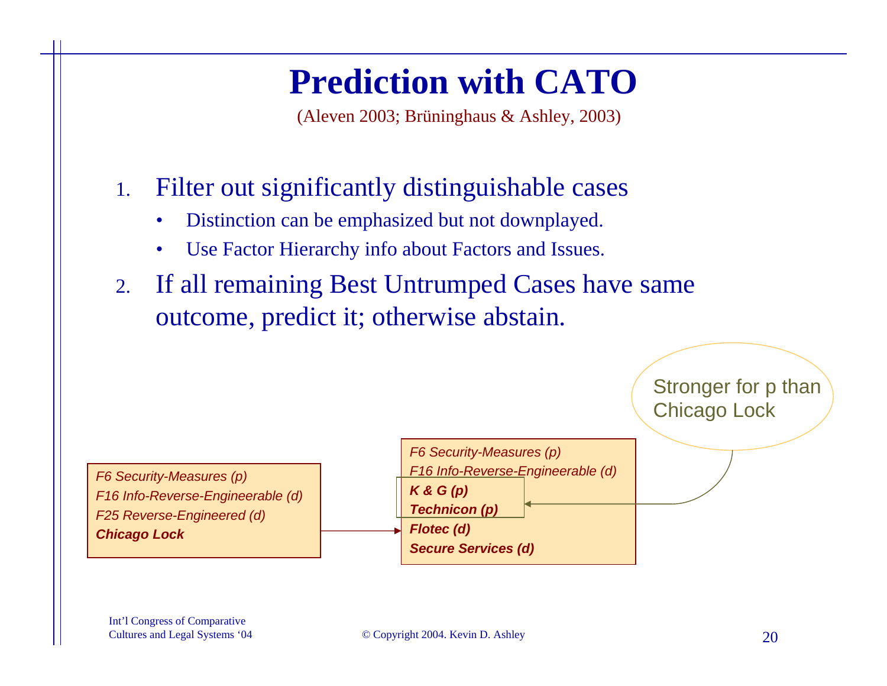# Prediction with CATO

(Aleven 2003; Brüninghaus & Ashley, 2003)

1. Filter out significantly distinguishable cases
   - Distinction can be emphasized but not downplayed.
   - Use Factor Hierarchy info about Factors and Issues.
2. If all remaining Best Untrumped Cases have same outcome, predict it; otherwise abstain.

*F6 Security-Measures (p)*
*F16 Info-Reverse-Engineerable (d)*
*F25 Reverse-Engineered (d)*
***Chicago Lock***

→

*F6 Security-Measures (p)*
*F16 Info-Reverse-Engineerable (d)*
***K & G (p)***
***Technicon (p)***
***Flotec (d)***
***Secure Services (d)***

Stronger for p than Chicago Lock

Int'l Congress of Comparative Cultures and Legal Systems '04

© Copyright 2004. Kevin D. Ashley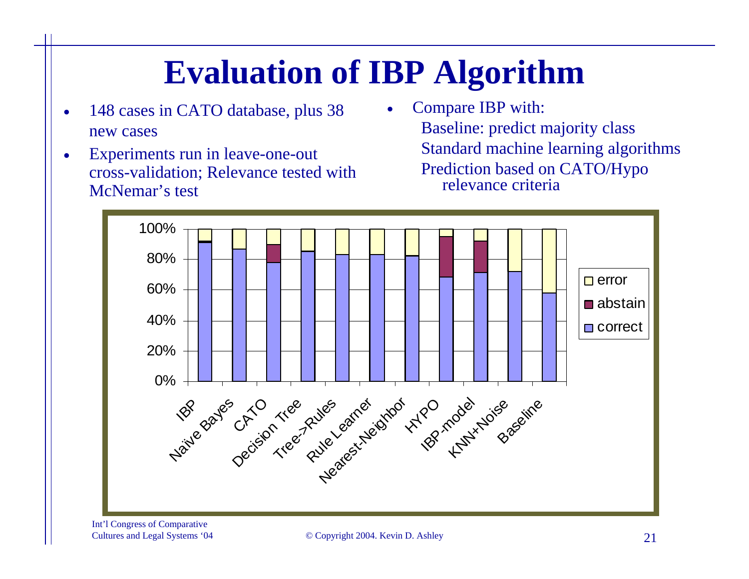# Evaluation of IBP Algorithm

- 148 cases in CATO database, plus 38 new cases
- Experiments run in leave-one-out cross-validation; Relevance tested with McNemar's test

- Compare IBP with:
  - Baseline: predict majority class
  - Standard machine learning algorithms
  - Prediction based on CATO/Hypo relevance criteria

Legend: error, abstain, correct

Y-axis: 0%, 20%, 40%, 60%, 80%, 100%

X-axis: IBP, Naive Bayes, CATO, Decision Tree, Tree->Rules, Rule Learner, Nearest-Neighbor, HYPO, IBP-model, KNN+Noise, Baseline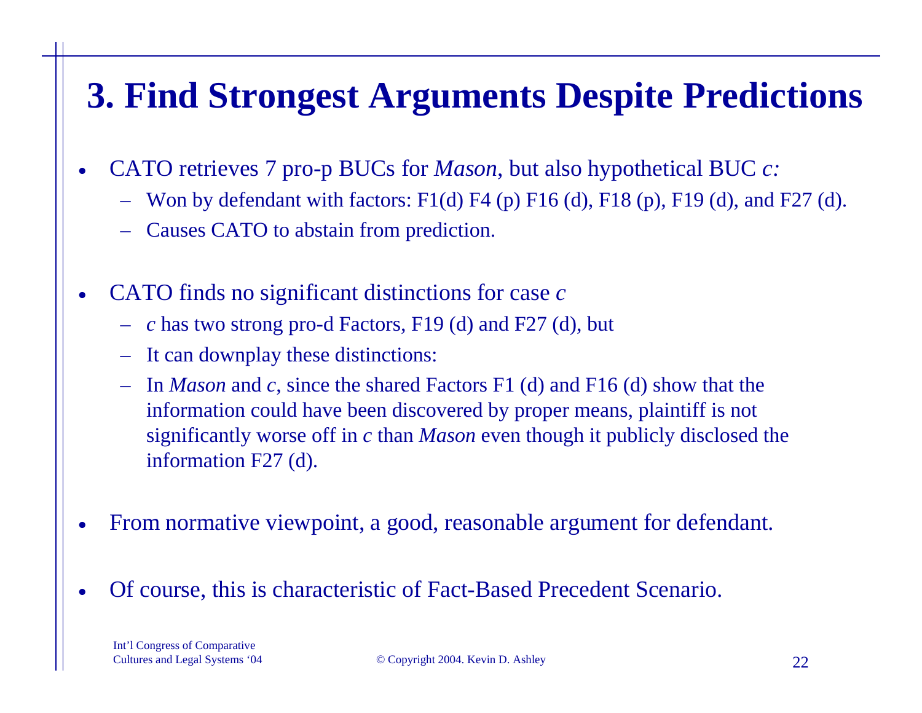# 3. Find Strongest Arguments Despite Predictions

- CATO retrieves 7 pro-p BUCs for *Mason*, but also hypothetical BUC *c:*
  - Won by defendant with factors: F1(d) F4 (p) F16 (d), F18 (p), F19 (d), and F27 (d).
  - Causes CATO to abstain from prediction.
- CATO finds no significant distinctions for case *c*
  - *c* has two strong pro-d Factors, F19 (d) and F27 (d), but
  - It can downplay these distinctions:
  - In *Mason* and *c*, since the shared Factors F1 (d) and F16 (d) show that the information could have been discovered by proper means, plaintiff is not significantly worse off in *c* than *Mason* even though it publicly disclosed the information F27 (d).
- From normative viewpoint, a good, reasonable argument for defendant.
- Of course, this is characteristic of Fact-Based Precedent Scenario.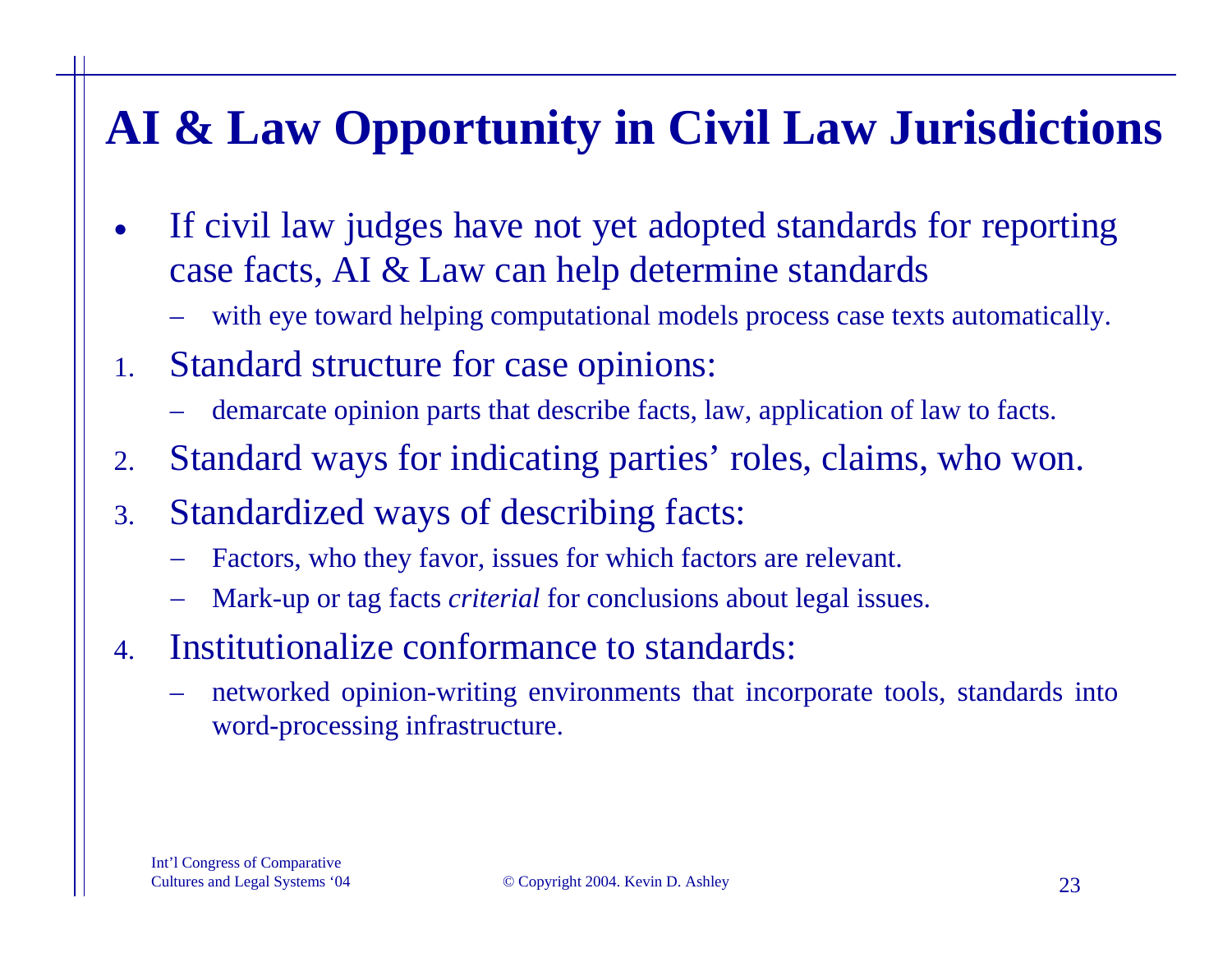# AI & Law Opportunity in Civil Law Jurisdictions

- If civil law judges have not yet adopted standards for reporting case facts, AI & Law can help determine standards
  - with eye toward helping computational models process case texts automatically.

1. Standard structure for case opinions:
   - demarcate opinion parts that describe facts, law, application of law to facts.
2. Standard ways for indicating parties' roles, claims, who won.
3. Standardized ways of describing facts:
   - Factors, who they favor, issues for which factors are relevant.
   - Mark-up or tag facts *criterial* for conclusions about legal issues.
4. Institutionalize conformance to standards:
   - networked opinion-writing environments that incorporate tools, standards into word-processing infrastructure.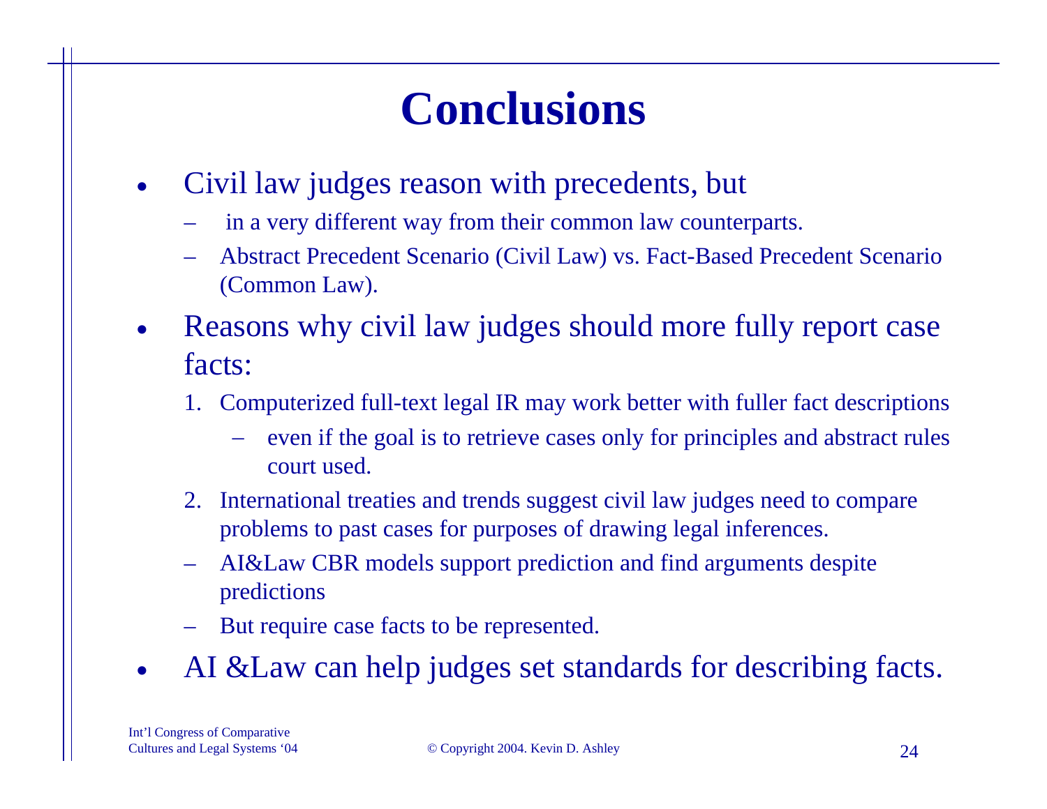# Conclusions

- Civil law judges reason with precedents, but
  - in a very different way from their common law counterparts.
  - Abstract Precedent Scenario (Civil Law) vs. Fact-Based Precedent Scenario (Common Law).
- Reasons why civil law judges should more fully report case facts:
  1. Computerized full-text legal IR may work better with fuller fact descriptions
     - even if the goal is to retrieve cases only for principles and abstract rules court used.
  2. International treaties and trends suggest civil law judges need to compare problems to past cases for purposes of drawing legal inferences.
  - AI&Law CBR models support prediction and find arguments despite predictions
  - But require case facts to be represented.
- AI &Law can help judges set standards for describing facts.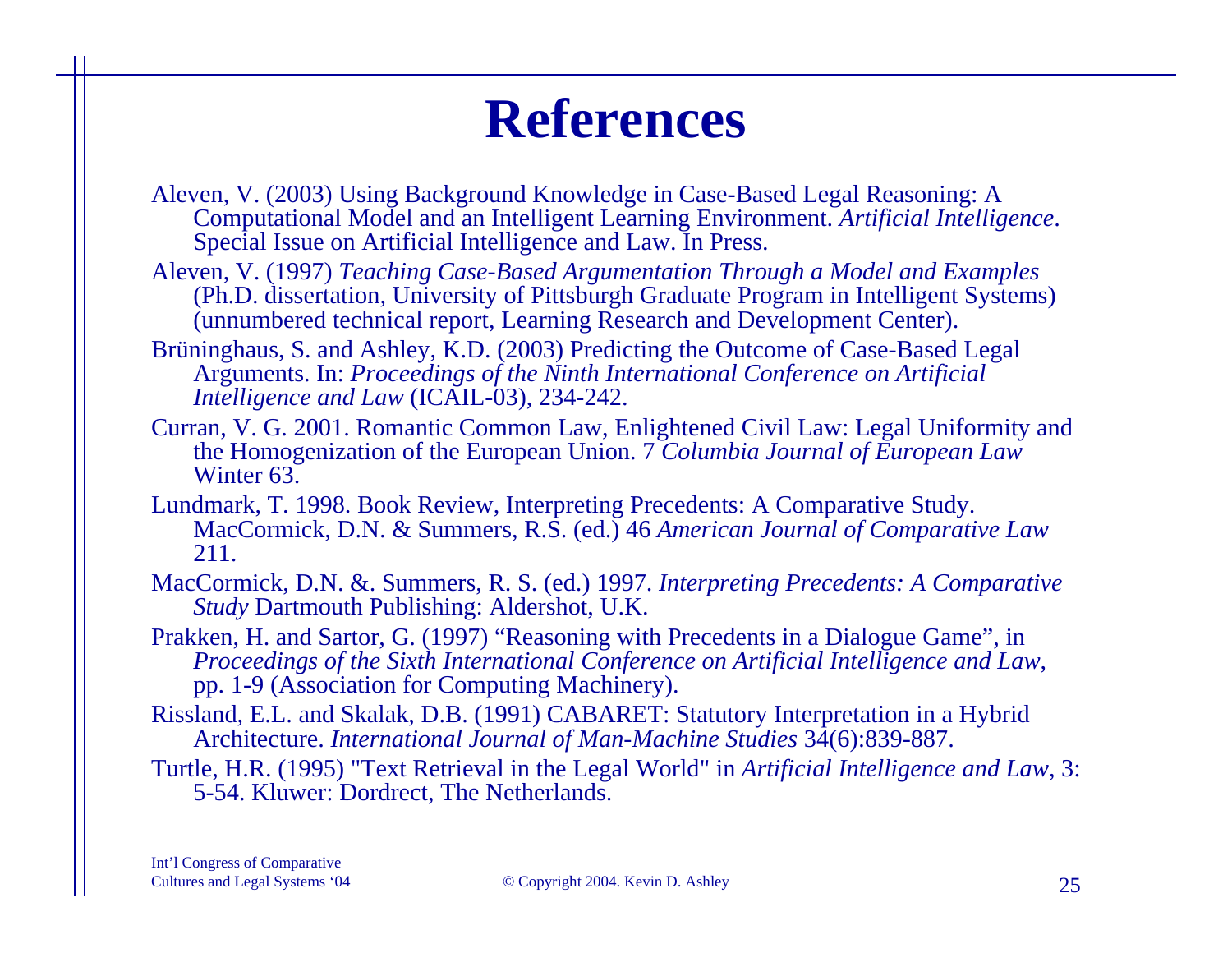# References

Aleven, V. (2003) Using Background Knowledge in Case-Based Legal Reasoning: A Computational Model and an Intelligent Learning Environment. *Artificial Intelligence*. Special Issue on Artificial Intelligence and Law. In Press.

Aleven, V. (1997) *Teaching Case-Based Argumentation Through a Model and Examples* (Ph.D. dissertation, University of Pittsburgh Graduate Program in Intelligent Systems) (unnumbered technical report, Learning Research and Development Center).

Brüninghaus, S. and Ashley, K.D. (2003) Predicting the Outcome of Case-Based Legal Arguments. In: *Proceedings of the Ninth International Conference on Artificial Intelligence and Law* (ICAIL-03), 234-242.

Curran, V. G. 2001. Romantic Common Law, Enlightened Civil Law: Legal Uniformity and the Homogenization of the European Union. 7 *Columbia Journal of European Law* Winter 63.

Lundmark, T. 1998. Book Review, Interpreting Precedents: A Comparative Study. MacCormick, D.N. & Summers, R.S. (ed.) 46 *American Journal of Comparative Law* 211.

MacCormick, D.N. &. Summers, R. S. (ed.) 1997. *Interpreting Precedents: A Comparative Study* Dartmouth Publishing: Aldershot, U.K.

Prakken, H. and Sartor, G. (1997) "Reasoning with Precedents in a Dialogue Game", in *Proceedings of the Sixth International Conference on Artificial Intelligence and Law*, pp. 1-9 (Association for Computing Machinery).

Rissland, E.L. and Skalak, D.B. (1991) CABARET: Statutory Interpretation in a Hybrid Architecture. *International Journal of Man-Machine Studies* 34(6):839-887.

Turtle, H.R. (1995) "Text Retrieval in the Legal World" in *Artificial Intelligence and Law*, 3: 5-54. Kluwer: Dordrect, The Netherlands.

Int'l Congress of Comparative Cultures and Legal Systems '04

© Copyright 2004. Kevin D. Ashley